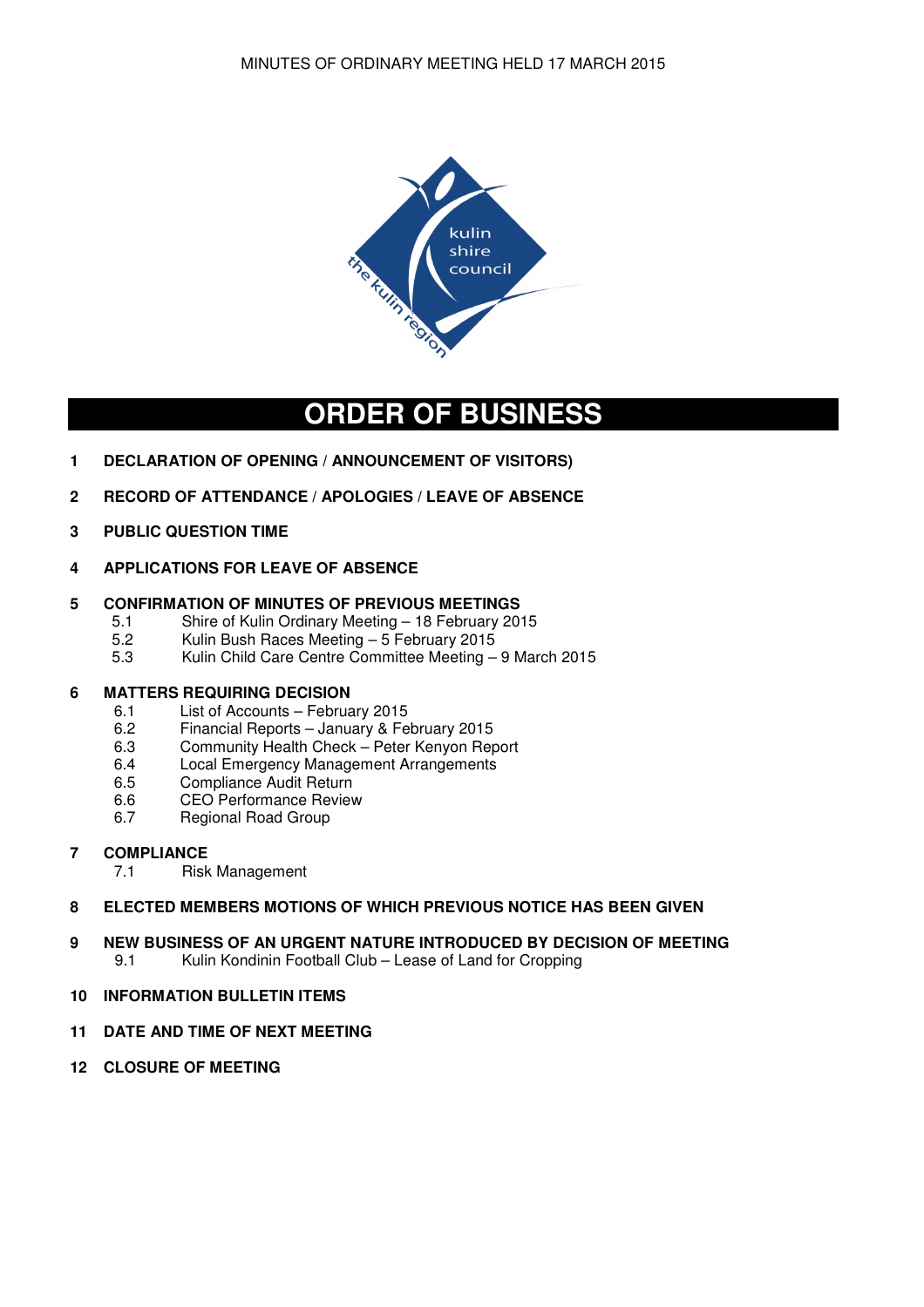# ORDER OF BUSINESS

**1 DECLARATION OF OPENING / ANNOUNCEMENT OF VISITORS)**

**2 RECORD OF ATTENDANCE / APOLOGIES / LEAVE OF ABSENCE**

**3 PUBLIC QUESTION TIME**

**4 APPLICATIONS FOR LEAVE OF ABSENCE**

**5 CONFIRMATION OF MINUTES OF PREVIOUS MEETINGS**
- 5.1 Shire of Kulin Ordinary Meeting – 18 February 2015
- 5.2 Kulin Bush Races Meeting – 5 February 2015
- 5.3 Kulin Child Care Centre Committee Meeting – 9 March 2015

**6 MATTERS REQUIRING DECISION**
- 6.1 List of Accounts – February 2015
- 6.2 Financial Reports – January & February 2015
- 6.3 Community Health Check – Peter Kenyon Report
- 6.4 Local Emergency Management Arrangements
- 6.5 Compliance Audit Return
- 6.6 CEO Performance Review
- 6.7 Regional Road Group

**7 COMPLIANCE**
- 7.1 Risk Management

**8 ELECTED MEMBERS MOTIONS OF WHICH PREVIOUS NOTICE HAS BEEN GIVEN**

**9 NEW BUSINESS OF AN URGENT NATURE INTRODUCED BY DECISION OF MEETING**
- 9.1 Kulin Kondinin Football Club – Lease of Land for Cropping

**10 INFORMATION BULLETIN ITEMS**

**11 DATE AND TIME OF NEXT MEETING**

**12 CLOSURE OF MEETING**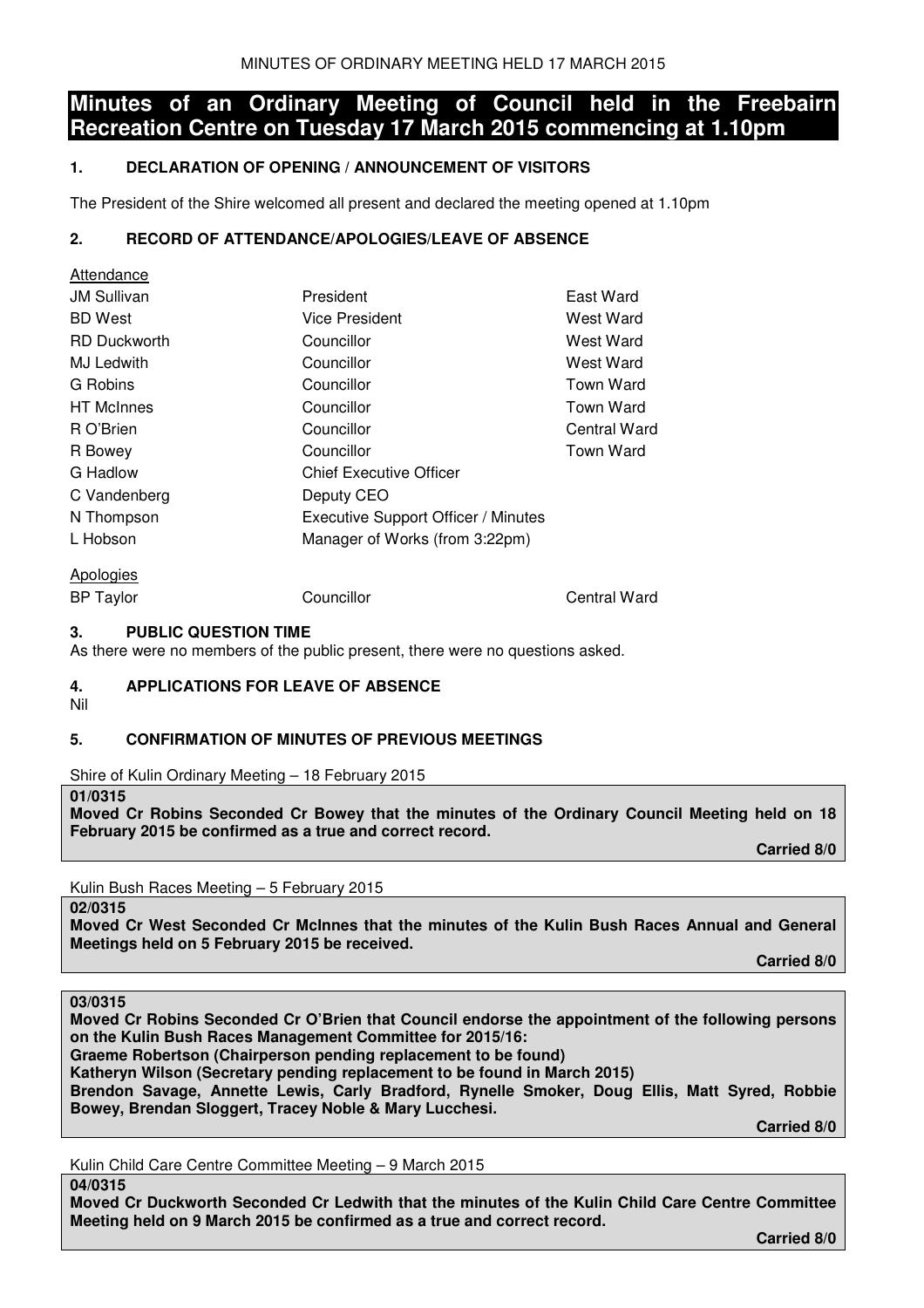# Minutes of an Ordinary Meeting of Council held in the Freebairn Recreation Centre on Tuesday 17 March 2015 commencing at 1.10pm

### 1. DECLARATION OF OPENING / ANNOUNCEMENT OF VISITORS

The President of the Shire welcomed all present and declared the meeting opened at 1.10pm

### 2. RECORD OF ATTENDANCE/APOLOGIES/LEAVE OF ABSENCE

Attendance

| | | |
|---|---|---|
| JM Sullivan | President | East Ward |
| BD West | Vice President | West Ward |
| RD Duckworth | Councillor | West Ward |
| MJ Ledwith | Councillor | West Ward |
| G Robins | Councillor | Town Ward |
| HT McInnes | Councillor | Town Ward |
| R O'Brien | Councillor | Central Ward |
| R Bowey | Councillor | Town Ward |
| G Hadlow | Chief Executive Officer | |
| C Vandenberg | Deputy CEO | |
| N Thompson | Executive Support Officer / Minutes | |
| L Hobson | Manager of Works (from 3:22pm) | |

Apologies

| | | |
|---|---|---|
| BP Taylor | Councillor | Central Ward |

### 3. PUBLIC QUESTION TIME

As there were no members of the public present, there were no questions asked.

### 4. APPLICATIONS FOR LEAVE OF ABSENCE

Nil

### 5. CONFIRMATION OF MINUTES OF PREVIOUS MEETINGS

Shire of Kulin Ordinary Meeting – 18 February 2015

**01/0315**
**Moved Cr Robins Seconded Cr Bowey that the minutes of the Ordinary Council Meeting held on 18 February 2015 be confirmed as a true and correct record.**

**Carried 8/0**

Kulin Bush Races Meeting – 5 February 2015

**02/0315**
**Moved Cr West Seconded Cr McInnes that the minutes of the Kulin Bush Races Annual and General Meetings held on 5 February 2015 be received.**

**Carried 8/0**

**03/0315**
**Moved Cr Robins Seconded Cr O'Brien that Council endorse the appointment of the following persons on the Kulin Bush Races Management Committee for 2015/16:**
**Graeme Robertson (Chairperson pending replacement to be found)**
**Katheryn Wilson (Secretary pending replacement to be found in March 2015)**
**Brendon Savage, Annette Lewis, Carly Bradford, Rynelle Smoker, Doug Ellis, Matt Syred, Robbie Bowey, Brendan Sloggert, Tracey Noble & Mary Lucchesi.**

**Carried 8/0**

Kulin Child Care Centre Committee Meeting – 9 March 2015

**04/0315**
**Moved Cr Duckworth Seconded Cr Ledwith that the minutes of the Kulin Child Care Centre Committee Meeting held on 9 March 2015 be confirmed as a true and correct record.**

**Carried 8/0**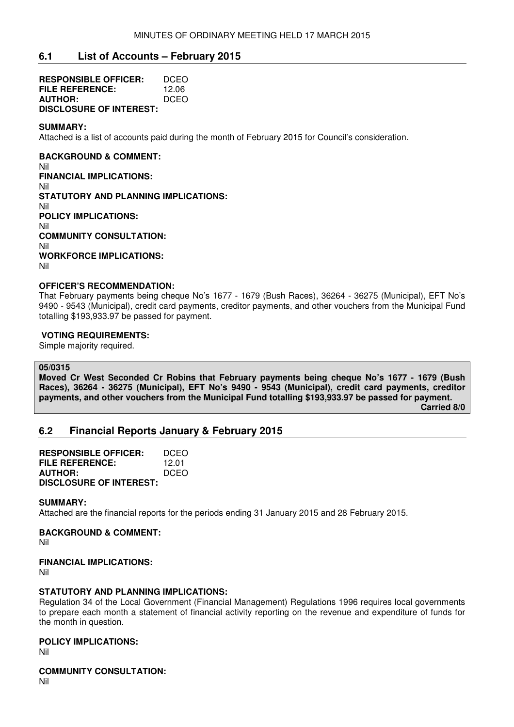## 6.1 List of Accounts – February 2015

**RESPONSIBLE OFFICER:** DCEO
**FILE REFERENCE:** 12.06
**AUTHOR:** DCEO
**DISCLOSURE OF INTEREST:**

**SUMMARY:**
Attached is a list of accounts paid during the month of February 2015 for Council's consideration.

**BACKGROUND & COMMENT:**
Nil
**FINANCIAL IMPLICATIONS:**
Nil
**STATUTORY AND PLANNING IMPLICATIONS:**
Nil
**POLICY IMPLICATIONS:**
Nil
**COMMUNITY CONSULTATION:**
Nil
**WORKFORCE IMPLICATIONS:**
Nil

**OFFICER'S RECOMMENDATION:**
That February payments being cheque No's 1677 - 1679 (Bush Races), 36264 - 36275 (Municipal), EFT No's 9490 - 9543 (Municipal), credit card payments, creditor payments, and other vouchers from the Municipal Fund totalling $193,933.97 be passed for payment.

**VOTING REQUIREMENTS:**
Simple majority required.

**05/0315**
**Moved Cr West Seconded Cr Robins that February payments being cheque No's 1677 - 1679 (Bush Races), 36264 - 36275 (Municipal), EFT No's 9490 - 9543 (Municipal), credit card payments, creditor payments, and other vouchers from the Municipal Fund totalling $193,933.97 be passed for payment.**
**Carried 8/0**

## 6.2 Financial Reports January & February 2015

**RESPONSIBLE OFFICER:** DCEO
**FILE REFERENCE:** 12.01
**AUTHOR:** DCEO
**DISCLOSURE OF INTEREST:**

**SUMMARY:**
Attached are the financial reports for the periods ending 31 January 2015 and 28 February 2015.

**BACKGROUND & COMMENT:**
Nil

**FINANCIAL IMPLICATIONS:**
Nil

**STATUTORY AND PLANNING IMPLICATIONS:**
Regulation 34 of the Local Government (Financial Management) Regulations 1996 requires local governments to prepare each month a statement of financial activity reporting on the revenue and expenditure of funds for the month in question.

**POLICY IMPLICATIONS:**
Nil

**COMMUNITY CONSULTATION:**
Nil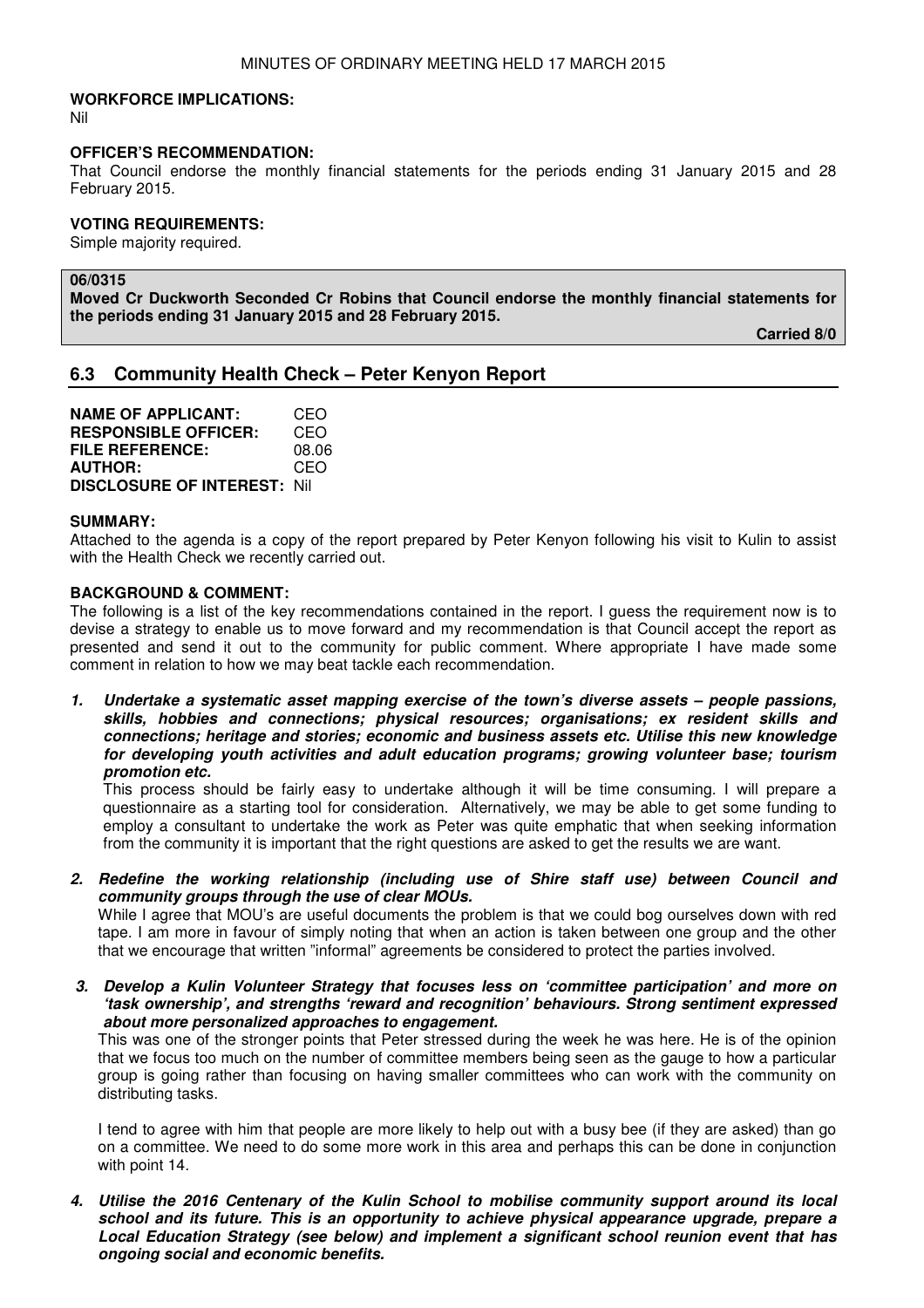**WORKFORCE IMPLICATIONS:**
Nil

**OFFICER'S RECOMMENDATION:**
That Council endorse the monthly financial statements for the periods ending 31 January 2015 and 28 February 2015.

**VOTING REQUIREMENTS:**
Simple majority required.

**06/0315**
**Moved Cr Duckworth Seconded Cr Robins that Council endorse the monthly financial statements for the periods ending 31 January 2015 and 28 February 2015.**

**Carried 8/0**

## 6.3 Community Health Check – Peter Kenyon Report

**NAME OF APPLICANT:** CEO
**RESPONSIBLE OFFICER:** CEO
**FILE REFERENCE:** 08.06
**AUTHOR:** CEO
**DISCLOSURE OF INTEREST:** Nil

**SUMMARY:**
Attached to the agenda is a copy of the report prepared by Peter Kenyon following his visit to Kulin to assist with the Health Check we recently carried out.

**BACKGROUND & COMMENT:**
The following is a list of the key recommendations contained in the report. I guess the requirement now is to devise a strategy to enable us to move forward and my recommendation is that Council accept the report as presented and send it out to the community for public comment. Where appropriate I have made some comment in relation to how we may beat tackle each recommendation.

1. ***Undertake a systematic asset mapping exercise of the town's diverse assets – people passions, skills, hobbies and connections; physical resources; organisations; ex resident skills and connections; heritage and stories; economic and business assets etc. Utilise this new knowledge for developing youth activities and adult education programs; growing volunteer base; tourism promotion etc.***

   This process should be fairly easy to undertake although it will be time consuming. I will prepare a questionnaire as a starting tool for consideration. Alternatively, we may be able to get some funding to employ a consultant to undertake the work as Peter was quite emphatic that when seeking information from the community it is important that the right questions are asked to get the results we are want.

2. ***Redefine the working relationship (including use of Shire staff use) between Council and community groups through the use of clear MOUs.***

   While I agree that MOU's are useful documents the problem is that we could bog ourselves down with red tape. I am more in favour of simply noting that when an action is taken between one group and the other that we encourage that written "informal" agreements be considered to protect the parties involved.

3. ***Develop a Kulin Volunteer Strategy that focuses less on 'committee participation' and more on 'task ownership', and strengths 'reward and recognition' behaviours. Strong sentiment expressed about more personalized approaches to engagement.***

   This was one of the stronger points that Peter stressed during the week he was here. He is of the opinion that we focus too much on the number of committee members being seen as the gauge to how a particular group is going rather than focusing on having smaller committees who can work with the community on distributing tasks.

   I tend to agree with him that people are more likely to help out with a busy bee (if they are asked) than go on a committee. We need to do some more work in this area and perhaps this can be done in conjunction with point 14.

4. ***Utilise the 2016 Centenary of the Kulin School to mobilise community support around its local school and its future. This is an opportunity to achieve physical appearance upgrade, prepare a Local Education Strategy (see below) and implement a significant school reunion event that has ongoing social and economic benefits.***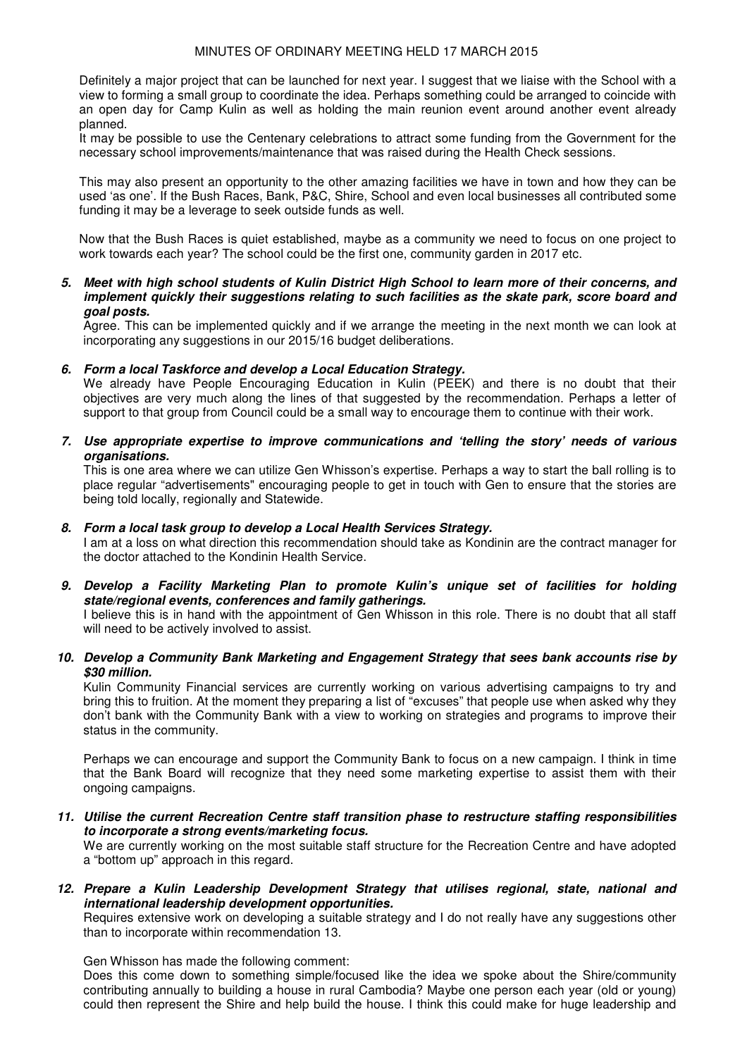Definitely a major project that can be launched for next year. I suggest that we liaise with the School with a view to forming a small group to coordinate the idea. Perhaps something could be arranged to coincide with an open day for Camp Kulin as well as holding the main reunion event around another event already planned.

It may be possible to use the Centenary celebrations to attract some funding from the Government for the necessary school improvements/maintenance that was raised during the Health Check sessions.

This may also present an opportunity to the other amazing facilities we have in town and how they can be used 'as one'. If the Bush Races, Bank, P&C, Shire, School and even local businesses all contributed some funding it may be a leverage to seek outside funds as well.

Now that the Bush Races is quiet established, maybe as a community we need to focus on one project to work towards each year? The school could be the first one, community garden in 2017 etc.

5. ***Meet with high school students of Kulin District High School to learn more of their concerns, and implement quickly their suggestions relating to such facilities as the skate park, score board and goal posts.***

   Agree. This can be implemented quickly and if we arrange the meeting in the next month we can look at incorporating any suggestions in our 2015/16 budget deliberations.

6. ***Form a local Taskforce and develop a Local Education Strategy.***

   We already have People Encouraging Education in Kulin (PEEK) and there is no doubt that their objectives are very much along the lines of that suggested by the recommendation. Perhaps a letter of support to that group from Council could be a small way to encourage them to continue with their work.

7. ***Use appropriate expertise to improve communications and 'telling the story' needs of various organisations.***

   This is one area where we can utilize Gen Whisson's expertise. Perhaps a way to start the ball rolling is to place regular "advertisements" encouraging people to get in touch with Gen to ensure that the stories are being told locally, regionally and Statewide.

8. ***Form a local task group to develop a Local Health Services Strategy.***

   I am at a loss on what direction this recommendation should take as Kondinin are the contract manager for the doctor attached to the Kondinin Health Service.

9. ***Develop a Facility Marketing Plan to promote Kulin's unique set of facilities for holding state/regional events, conferences and family gatherings.***

   I believe this is in hand with the appointment of Gen Whisson in this role. There is no doubt that all staff will need to be actively involved to assist.

10. ***Develop a Community Bank Marketing and Engagement Strategy that sees bank accounts rise by $30 million.***

    Kulin Community Financial services are currently working on various advertising campaigns to try and bring this to fruition. At the moment they preparing a list of "excuses" that people use when asked why they don't bank with the Community Bank with a view to working on strategies and programs to improve their status in the community.

    Perhaps we can encourage and support the Community Bank to focus on a new campaign. I think in time that the Bank Board will recognize that they need some marketing expertise to assist them with their ongoing campaigns.

11. ***Utilise the current Recreation Centre staff transition phase to restructure staffing responsibilities to incorporate a strong events/marketing focus.***

    We are currently working on the most suitable staff structure for the Recreation Centre and have adopted a "bottom up" approach in this regard.

12. ***Prepare a Kulin Leadership Development Strategy that utilises regional, state, national and international leadership development opportunities.***

    Requires extensive work on developing a suitable strategy and I do not really have any suggestions other than to incorporate within recommendation 13.

    Gen Whisson has made the following comment:

    Does this come down to something simple/focused like the idea we spoke about the Shire/community contributing annually to building a house in rural Cambodia? Maybe one person each year (old or young) could then represent the Shire and help build the house. I think this could make for huge leadership and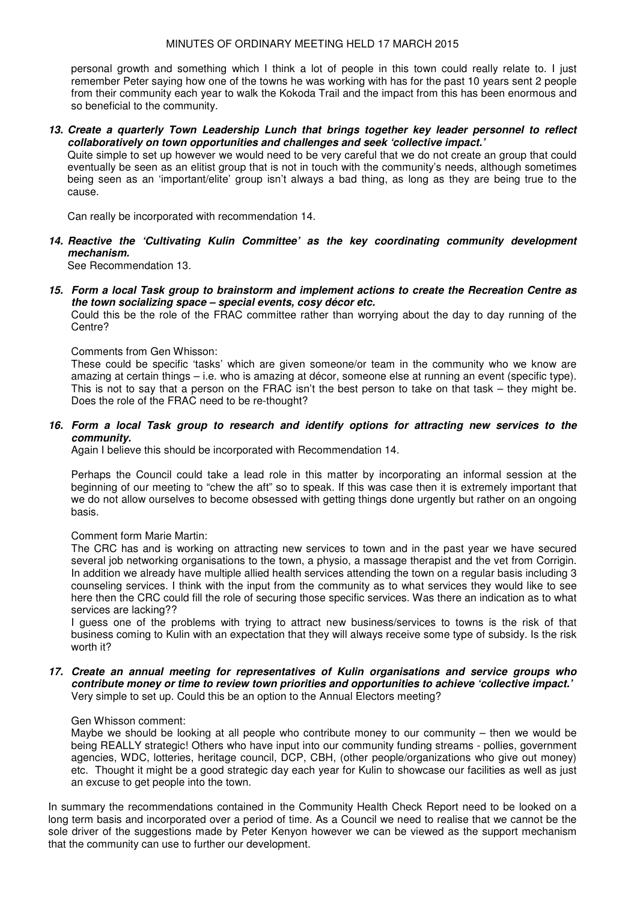personal growth and something which I think a lot of people in this town could really relate to. I just remember Peter saying how one of the towns he was working with has for the past 10 years sent 2 people from their community each year to walk the Kokoda Trail and the impact from this has been enormous and so beneficial to the community.

***13. Create a quarterly Town Leadership Lunch that brings together key leader personnel to reflect collaboratively on town opportunities and challenges and seek 'collective impact.'***

Quite simple to set up however we would need to be very careful that we do not create an group that could eventually be seen as an elitist group that is not in touch with the community's needs, although sometimes being seen as an 'important/elite' group isn't always a bad thing, as long as they are being true to the cause.

Can really be incorporated with recommendation 14.

***14. Reactive the 'Cultivating Kulin Committee' as the key coordinating community development mechanism.***

See Recommendation 13.

***15. Form a local Task group to brainstorm and implement actions to create the Recreation Centre as the town socializing space – special events, cosy décor etc.***

Could this be the role of the FRAC committee rather than worrying about the day to day running of the Centre?

Comments from Gen Whisson:

These could be specific 'tasks' which are given someone/or team in the community who we know are amazing at certain things – i.e. who is amazing at décor, someone else at running an event (specific type). This is not to say that a person on the FRAC isn't the best person to take on that task – they might be. Does the role of the FRAC need to be re-thought?

***16. Form a local Task group to research and identify options for attracting new services to the community.***

Again I believe this should be incorporated with Recommendation 14.

Perhaps the Council could take a lead role in this matter by incorporating an informal session at the beginning of our meeting to "chew the aft" so to speak. If this was case then it is extremely important that we do not allow ourselves to become obsessed with getting things done urgently but rather on an ongoing basis.

Comment form Marie Martin:

The CRC has and is working on attracting new services to town and in the past year we have secured several job networking organisations to the town, a physio, a massage therapist and the vet from Corrigin. In addition we already have multiple allied health services attending the town on a regular basis including 3 counseling services. I think with the input from the community as to what services they would like to see here then the CRC could fill the role of securing those specific services. Was there an indication as to what services are lacking??

I guess one of the problems with trying to attract new business/services to towns is the risk of that business coming to Kulin with an expectation that they will always receive some type of subsidy. Is the risk worth it?

***17. Create an annual meeting for representatives of Kulin organisations and service groups who contribute money or time to review town priorities and opportunities to achieve 'collective impact.'***

Very simple to set up. Could this be an option to the Annual Electors meeting?

Gen Whisson comment:

Maybe we should be looking at all people who contribute money to our community – then we would be being REALLY strategic! Others who have input into our community funding streams - pollies, government agencies, WDC, lotteries, heritage council, DCP, CBH, (other people/organizations who give out money) etc. Thought it might be a good strategic day each year for Kulin to showcase our facilities as well as just an excuse to get people into the town.

In summary the recommendations contained in the Community Health Check Report need to be looked on a long term basis and incorporated over a period of time. As a Council we need to realise that we cannot be the sole driver of the suggestions made by Peter Kenyon however we can be viewed as the support mechanism that the community can use to further our development.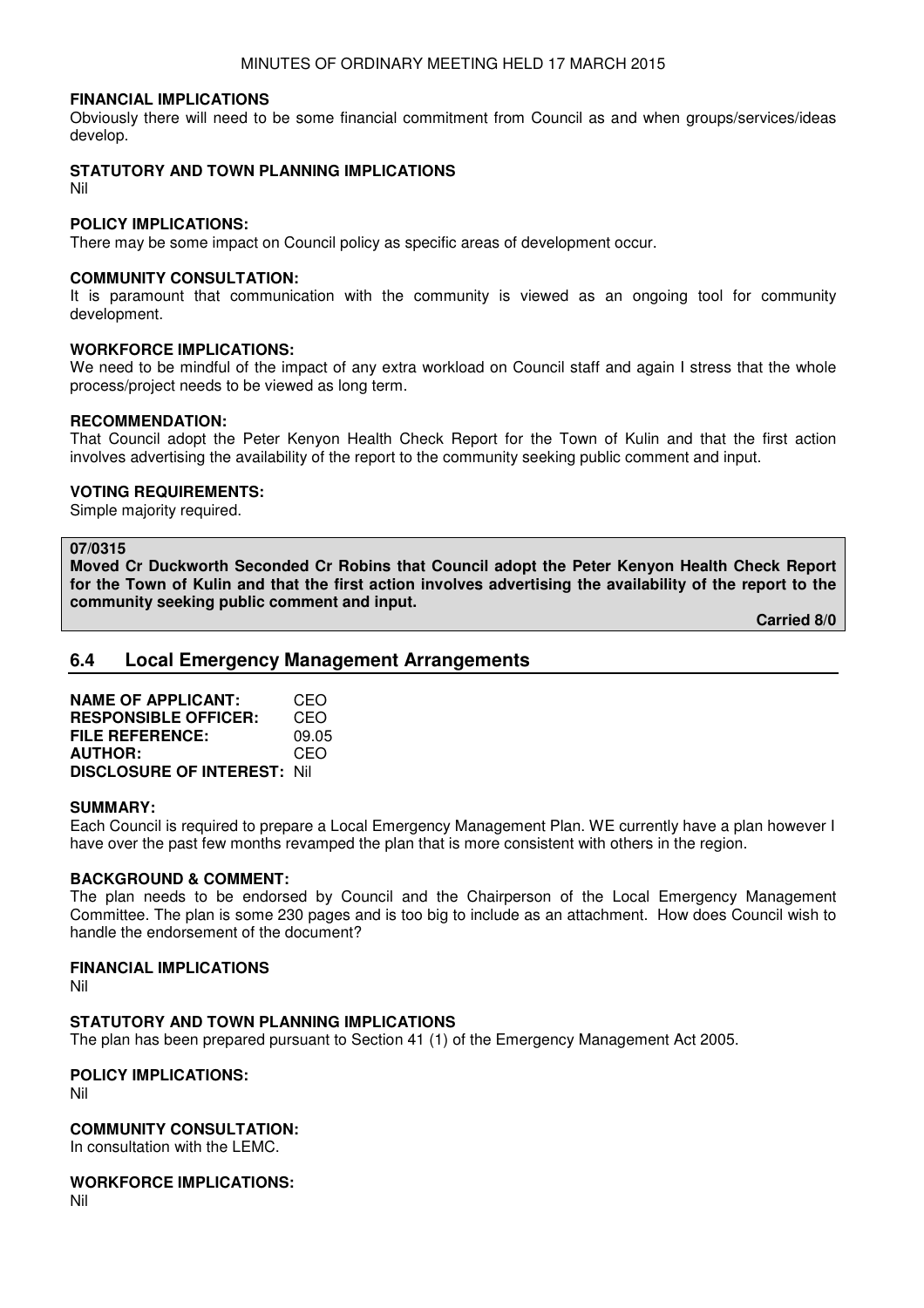**FINANCIAL IMPLICATIONS**
Obviously there will need to be some financial commitment from Council as and when groups/services/ideas develop.

**STATUTORY AND TOWN PLANNING IMPLICATIONS**
Nil

**POLICY IMPLICATIONS:**
There may be some impact on Council policy as specific areas of development occur.

**COMMUNITY CONSULTATION:**
It is paramount that communication with the community is viewed as an ongoing tool for community development.

**WORKFORCE IMPLICATIONS:**
We need to be mindful of the impact of any extra workload on Council staff and again I stress that the whole process/project needs to be viewed as long term.

**RECOMMENDATION:**
That Council adopt the Peter Kenyon Health Check Report for the Town of Kulin and that the first action involves advertising the availability of the report to the community seeking public comment and input.

**VOTING REQUIREMENTS:**
Simple majority required.

**07/0315**
**Moved Cr Duckworth Seconded Cr Robins that Council adopt the Peter Kenyon Health Check Report for the Town of Kulin and that the first action involves advertising the availability of the report to the community seeking public comment and input.**

**Carried 8/0**

## 6.4 Local Emergency Management Arrangements

**NAME OF APPLICANT:** CEO
**RESPONSIBLE OFFICER:** CEO
**FILE REFERENCE:** 09.05
**AUTHOR:** CEO
**DISCLOSURE OF INTEREST:** Nil

**SUMMARY:**
Each Council is required to prepare a Local Emergency Management Plan. WE currently have a plan however I have over the past few months revamped the plan that is more consistent with others in the region.

**BACKGROUND & COMMENT:**
The plan needs to be endorsed by Council and the Chairperson of the Local Emergency Management Committee. The plan is some 230 pages and is too big to include as an attachment. How does Council wish to handle the endorsement of the document?

**FINANCIAL IMPLICATIONS**
Nil

**STATUTORY AND TOWN PLANNING IMPLICATIONS**
The plan has been prepared pursuant to Section 41 (1) of the Emergency Management Act 2005.

**POLICY IMPLICATIONS:**
Nil

**COMMUNITY CONSULTATION:**
In consultation with the LEMC.

**WORKFORCE IMPLICATIONS:**
Nil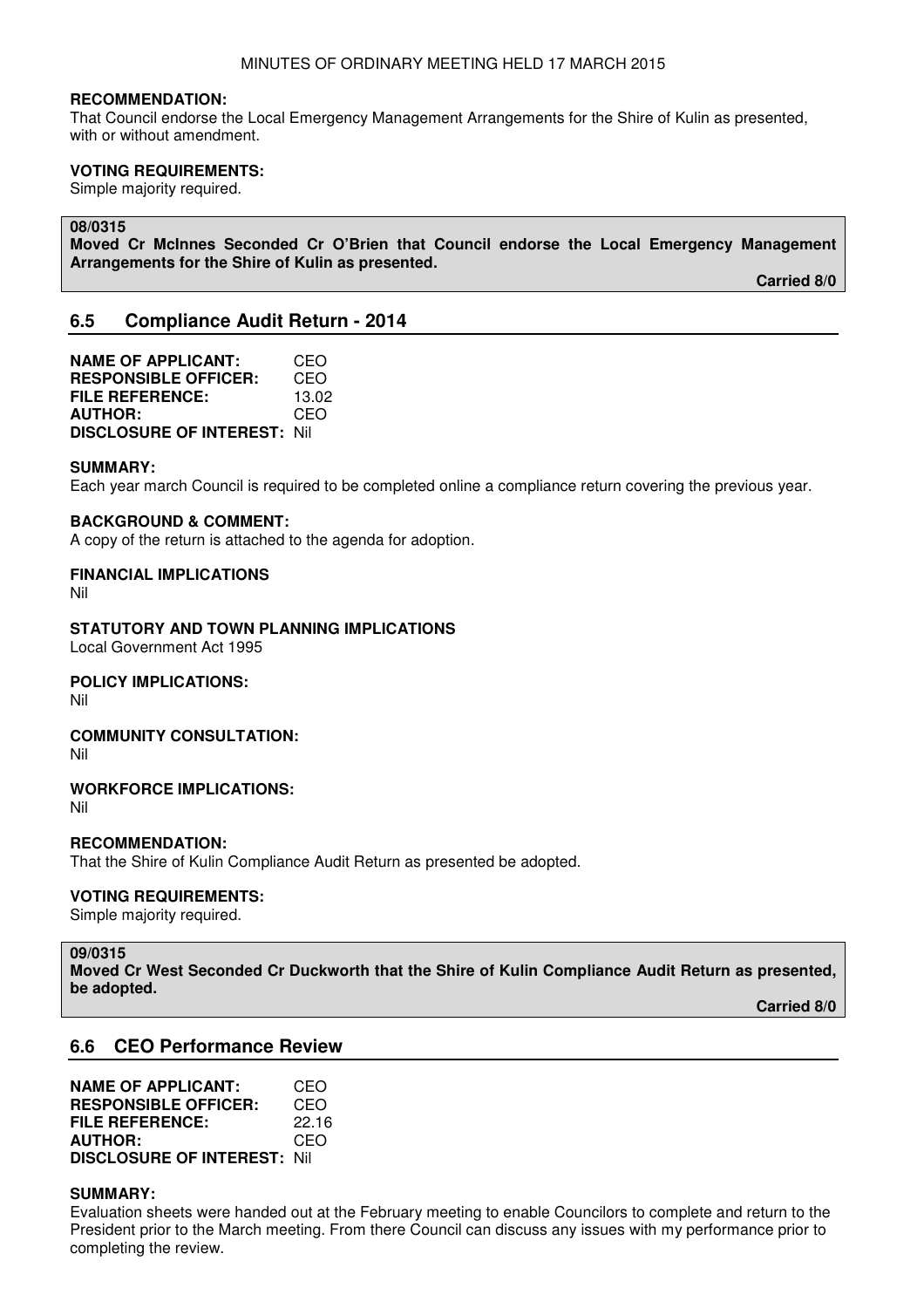**RECOMMENDATION:**
That Council endorse the Local Emergency Management Arrangements for the Shire of Kulin as presented, with or without amendment.

**VOTING REQUIREMENTS:**
Simple majority required.

**08/0315**
**Moved Cr McInnes Seconded Cr O'Brien that Council endorse the Local Emergency Management Arrangements for the Shire of Kulin as presented.**

**Carried 8/0**

## 6.5 Compliance Audit Return - 2014

**NAME OF APPLICANT:** CEO
**RESPONSIBLE OFFICER:** CEO
**FILE REFERENCE:** 13.02
**AUTHOR:** CEO
**DISCLOSURE OF INTEREST:** Nil

**SUMMARY:**
Each year march Council is required to be completed online a compliance return covering the previous year.

**BACKGROUND & COMMENT:**
A copy of the return is attached to the agenda for adoption.

**FINANCIAL IMPLICATIONS**
Nil

**STATUTORY AND TOWN PLANNING IMPLICATIONS**
Local Government Act 1995

**POLICY IMPLICATIONS:**
Nil

**COMMUNITY CONSULTATION:**
Nil

**WORKFORCE IMPLICATIONS:**
Nil

**RECOMMENDATION:**
That the Shire of Kulin Compliance Audit Return as presented be adopted.

**VOTING REQUIREMENTS:**
Simple majority required.

**09/0315**
**Moved Cr West Seconded Cr Duckworth that the Shire of Kulin Compliance Audit Return as presented, be adopted.**

**Carried 8/0**

## 6.6 CEO Performance Review

**NAME OF APPLICANT:** CEO
**RESPONSIBLE OFFICER:** CEO
**FILE REFERENCE:** 22.16
**AUTHOR:** CEO
**DISCLOSURE OF INTEREST:** Nil

**SUMMARY:**
Evaluation sheets were handed out at the February meeting to enable Councilors to complete and return to the President prior to the March meeting. From there Council can discuss any issues with my performance prior to completing the review.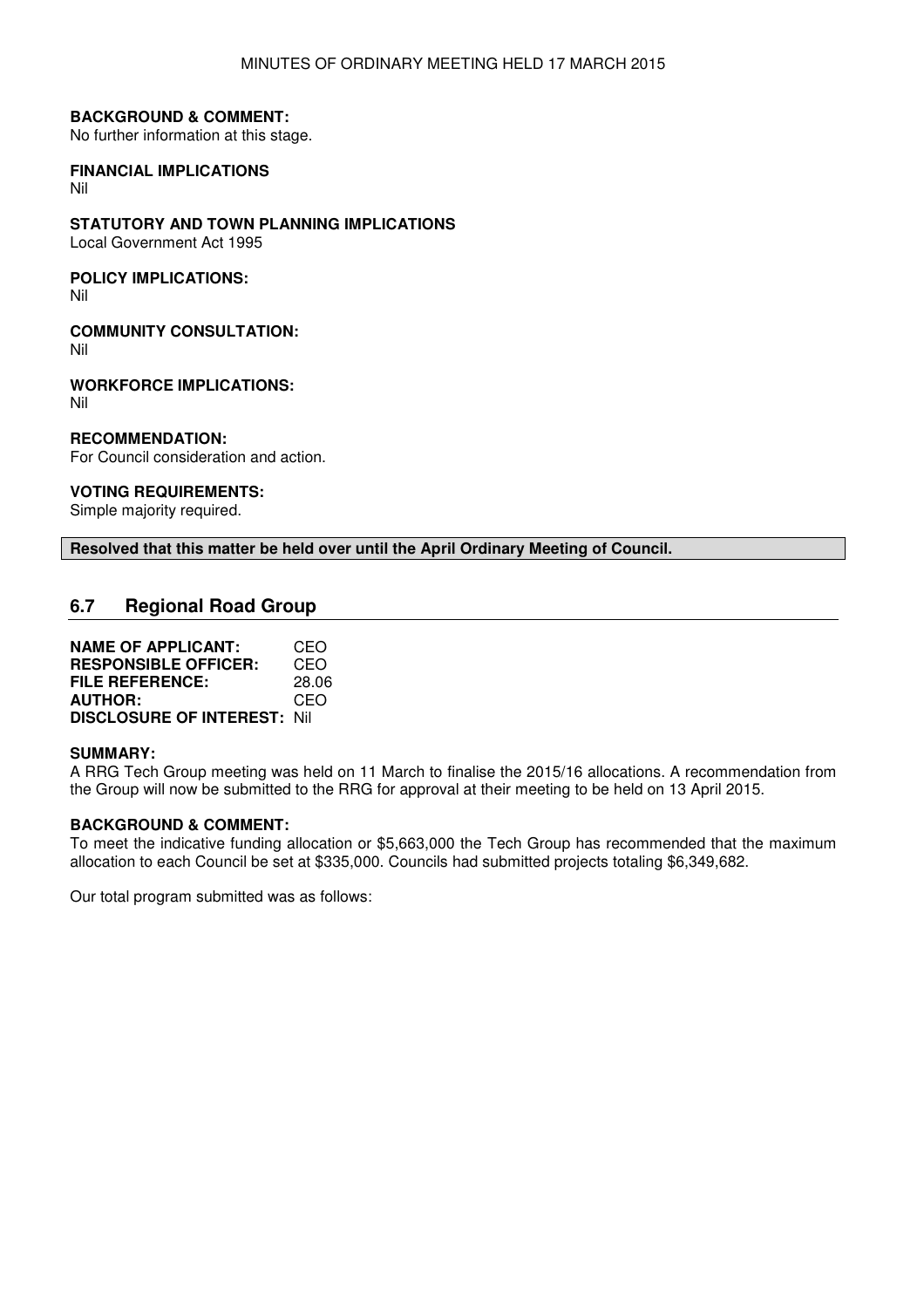**BACKGROUND & COMMENT:**
No further information at this stage.

**FINANCIAL IMPLICATIONS**
Nil

**STATUTORY AND TOWN PLANNING IMPLICATIONS**
Local Government Act 1995

**POLICY IMPLICATIONS:**
Nil

**COMMUNITY CONSULTATION:**
Nil

**WORKFORCE IMPLICATIONS:**
Nil

**RECOMMENDATION:**
For Council consideration and action.

**VOTING REQUIREMENTS:**
Simple majority required.

**Resolved that this matter be held over until the April Ordinary Meeting of Council.**

## 6.7 Regional Road Group

**NAME OF APPLICANT:** CEO
**RESPONSIBLE OFFICER:** CEO
**FILE REFERENCE:** 28.06
**AUTHOR:** CEO
**DISCLOSURE OF INTEREST:** Nil

**SUMMARY:**
A RRG Tech Group meeting was held on 11 March to finalise the 2015/16 allocations. A recommendation from the Group will now be submitted to the RRG for approval at their meeting to be held on 13 April 2015.

**BACKGROUND & COMMENT:**
To meet the indicative funding allocation or $5,663,000 the Tech Group has recommended that the maximum allocation to each Council be set at $335,000. Councils had submitted projects totaling $6,349,682.

Our total program submitted was as follows: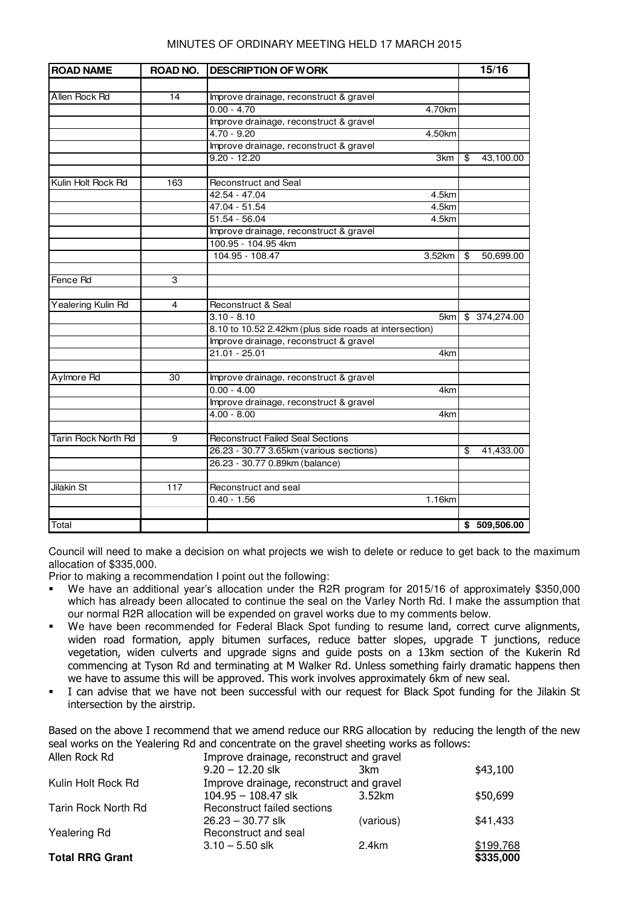MINUTES OF ORDINARY MEETING HELD 17 MARCH 2015

| ROAD NAME | ROAD NO. | DESCRIPTION OF WORK | | 15/16 |
|---|---|---|---|---|
| Allen Rock Rd | 14 | Improve drainage, reconstruct & gravel | | |
| | | 0.00 - 4.70 | 4.70km | |
| | | Improve drainage, reconstruct & gravel | | |
| | | 4.70 - 9.20 | 4.50km | |
| | | Improve drainage, reconstruct & gravel | | |
| | | 9.20 - 12.20 | 3km | $ 43,100.00 |
| Kulin Holt Rock Rd | 163 | Reconstruct and Seal | | |
| | | 42.54 - 47.04 | 4.5km | |
| | | 47.04 - 51.54 | 4.5km | |
| | | 51.54 - 56.04 | 4.5km | |
| | | Improve drainage, reconstruct & gravel | | |
| | | 100.95 - 104.95 4km | | |
| | | 104.95 - 108.47 | 3.52km | $ 50,699.00 |
| Fence Rd | 3 | | | |
| Yealering Kulin Rd | 4 | Reconstruct & Seal | | |
| | | 3.10 - 8.10 | 5km | $ 374,274.00 |
| | | 8.10 to 10.52 2.42km (plus side roads at intersection) | | |
| | | Improve drainage, reconstruct & gravel | | |
| | | 21.01 - 25.01 | 4km | |
| Aylmore Rd | 30 | Improve drainage, reconstruct & gravel | | |
| | | 0.00 - 4.00 | 4km | |
| | | Improve drainage, reconstruct & gravel | | |
| | | 4.00 - 8.00 | 4km | |
| Tarin Rock North Rd | 9 | Reconstruct Failed Seal Sections | | |
| | | 26.23 - 30.77 3.65km (various sections) | | $ 41,433.00 |
| | | 26.23 - 30.77 0.89km (balance) | | |
| Jilakin St | 117 | Reconstruct and seal | | |
| | | 0.40 - 1.56 | 1.16km | |
| Total | | | | **$ 509,506.00** |

Council will need to make a decision on what projects we wish to delete or reduce to get back to the maximum allocation of $335,000.

Prior to making a recommendation I point out the following:

- We have an additional year's allocation under the R2R program for 2015/16 of approximately $350,000 which has already been allocated to continue the seal on the Varley North Rd. I make the assumption that our normal R2R allocation will be expended on gravel works due to my comments below.
- We have been recommended for Federal Black Spot funding to resume land, correct curve alignments, widen road formation, apply bitumen surfaces, reduce batter slopes, upgrade T junctions, reduce vegetation, widen culverts and upgrade signs and guide posts on a 13km section of the Kukerin Rd commencing at Tyson Rd and terminating at M Walker Rd. Unless something fairly dramatic happens then we have to assume this will be approved. This work involves approximately 6km of new seal.
- I can advise that we have not been successful with our request for Black Spot funding for the Jilakin St intersection by the airstrip.

Based on the above I recommend that we amend reduce our RRG allocation by reducing the length of the new seal works on the Yealering Rd and concentrate on the gravel sheeting works as follows:

| | | | |
|---|---|---|---|
| Allen Rock Rd | Improve drainage, reconstruct and gravel | | |
| | 9.20 – 12.20 slk | 3km | $43,100 |
| Kulin Holt Rock Rd | Improve drainage, reconstruct and gravel | | |
| | 104.95 – 108.47 slk | 3.52km | $50,699 |
| Tarin Rock North Rd | Reconstruct failed sections | | |
| | 26.23 – 30.77 slk | (various) | $41,433 |
| Yealering Rd | Reconstruct and seal | | |
| | 3.10 – 5.50 slk | 2.4km | $199,768 |
| **Total RRG Grant** | | | **$335,000** |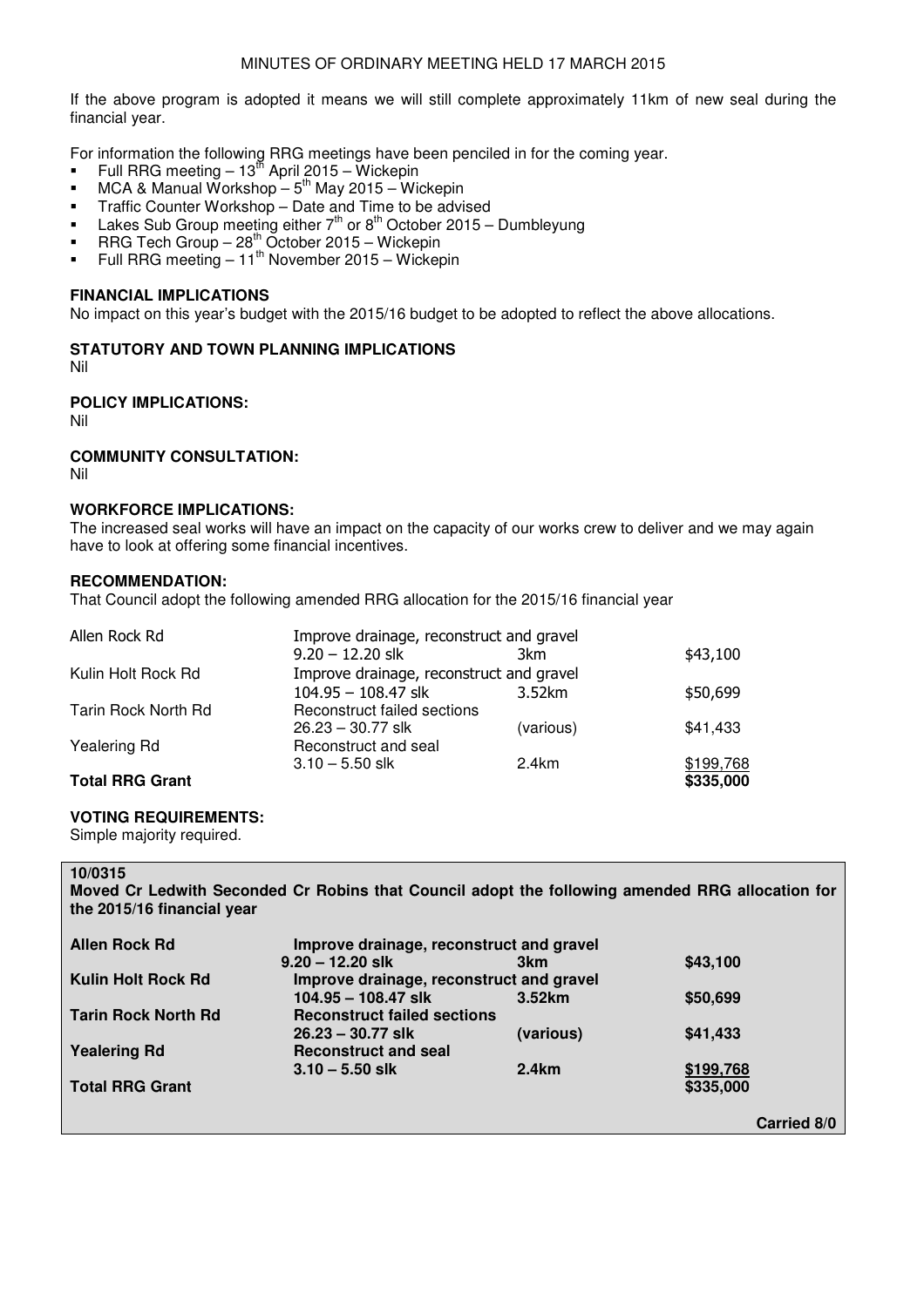If the above program is adopted it means we will still complete approximately 11km of new seal during the financial year.

For information the following RRG meetings have been penciled in for the coming year.

- Full RRG meeting – 13th April 2015 – Wickepin
- MCA & Manual Workshop – 5th May 2015 – Wickepin
- Traffic Counter Workshop – Date and Time to be advised
- Lakes Sub Group meeting either 7th or 8th October 2015 – Dumbleyung
- RRG Tech Group – 28th October 2015 – Wickepin
- Full RRG meeting – 11th November 2015 – Wickepin

**FINANCIAL IMPLICATIONS**

No impact on this year's budget with the 2015/16 budget to be adopted to reflect the above allocations.

**STATUTORY AND TOWN PLANNING IMPLICATIONS**

Nil

**POLICY IMPLICATIONS:**

Nil

**COMMUNITY CONSULTATION:**

Nil

**WORKFORCE IMPLICATIONS:**

The increased seal works will have an impact on the capacity of our works crew to deliver and we may again have to look at offering some financial incentives.

**RECOMMENDATION:**

That Council adopt the following amended RRG allocation for the 2015/16 financial year

| | | | |
|---|---|---|---|
| Allen Rock Rd | Improve drainage, reconstruct and gravel | | |
| | 9.20 – 12.20 slk | 3km | $43,100 |
| Kulin Holt Rock Rd | Improve drainage, reconstruct and gravel | | |
| | 104.95 – 108.47 slk | 3.52km | $50,699 |
| Tarin Rock North Rd | Reconstruct failed sections | | |
| | 26.23 – 30.77 slk | (various) | $41,433 |
| Yealering Rd | Reconstruct and seal | | |
| | 3.10 – 5.50 slk | 2.4km | $199,768 |
| **Total RRG Grant** | | | **$335,000** |

**VOTING REQUIREMENTS:**

Simple majority required.

**10/0315**

**Moved Cr Ledwith Seconded Cr Robins that Council adopt the following amended RRG allocation for the 2015/16 financial year**

| | | | |
|---|---|---|---|
| **Allen Rock Rd** | **Improve drainage, reconstruct and gravel** | | |
| | **9.20 – 12.20 slk** | **3km** | **$43,100** |
| **Kulin Holt Rock Rd** | **Improve drainage, reconstruct and gravel** | | |
| | **104.95 – 108.47 slk** | **3.52km** | **$50,699** |
| **Tarin Rock North Rd** | **Reconstruct failed sections** | | |
| | **26.23 – 30.77 slk** | **(various)** | **$41,433** |
| **Yealering Rd** | **Reconstruct and seal** | | |
| | **3.10 – 5.50 slk** | **2.4km** | **$199,768** |
| **Total RRG Grant** | | | **$335,000** |

**Carried 8/0**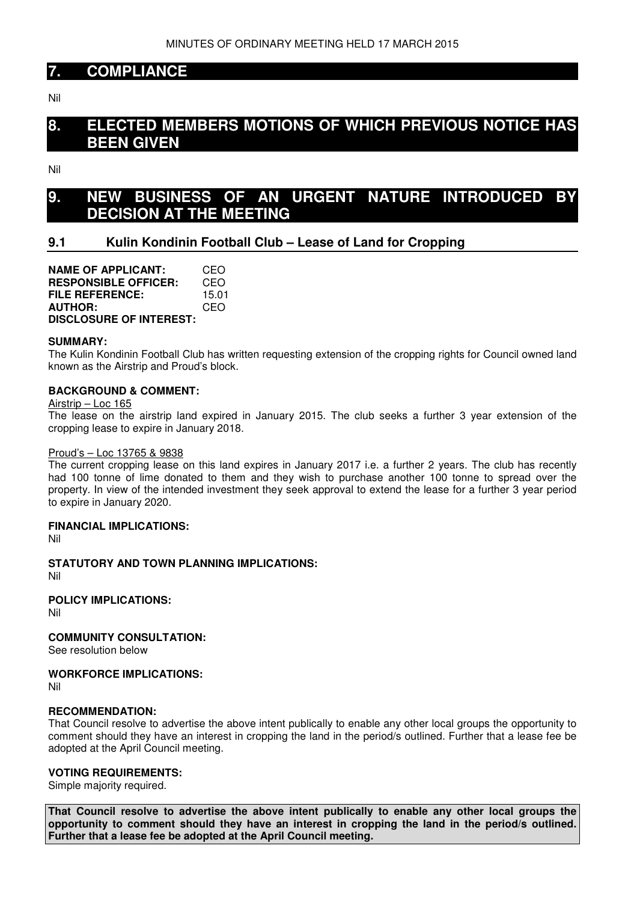# 7. COMPLIANCE

Nil

# 8. ELECTED MEMBERS MOTIONS OF WHICH PREVIOUS NOTICE HAS BEEN GIVEN

Nil

# 9. NEW BUSINESS OF AN URGENT NATURE INTRODUCED BY DECISION AT THE MEETING

## 9.1 Kulin Kondinin Football Club – Lease of Land for Cropping

**NAME OF APPLICANT:** CEO
**RESPONSIBLE OFFICER:** CEO
**FILE REFERENCE:** 15.01
**AUTHOR:** CEO
**DISCLOSURE OF INTEREST:**

**SUMMARY:**
The Kulin Kondinin Football Club has written requesting extension of the cropping rights for Council owned land known as the Airstrip and Proud's block.

**BACKGROUND & COMMENT:**

Airstrip – Loc 165

The lease on the airstrip land expired in January 2015. The club seeks a further 3 year extension of the cropping lease to expire in January 2018.

Proud's – Loc 13765 & 9838

The current cropping lease on this land expires in January 2017 i.e. a further 2 years. The club has recently had 100 tonne of lime donated to them and they wish to purchase another 100 tonne to spread over the property. In view of the intended investment they seek approval to extend the lease for a further 3 year period to expire in January 2020.

**FINANCIAL IMPLICATIONS:**
Nil

**STATUTORY AND TOWN PLANNING IMPLICATIONS:**
Nil

**POLICY IMPLICATIONS:**
Nil

**COMMUNITY CONSULTATION:**
See resolution below

**WORKFORCE IMPLICATIONS:**
Nil

**RECOMMENDATION:**
That Council resolve to advertise the above intent publically to enable any other local groups the opportunity to comment should they have an interest in cropping the land in the period/s outlined. Further that a lease fee be adopted at the April Council meeting.

**VOTING REQUIREMENTS:**
Simple majority required.

**That Council resolve to advertise the above intent publically to enable any other local groups the opportunity to comment should they have an interest in cropping the land in the period/s outlined. Further that a lease fee be adopted at the April Council meeting.**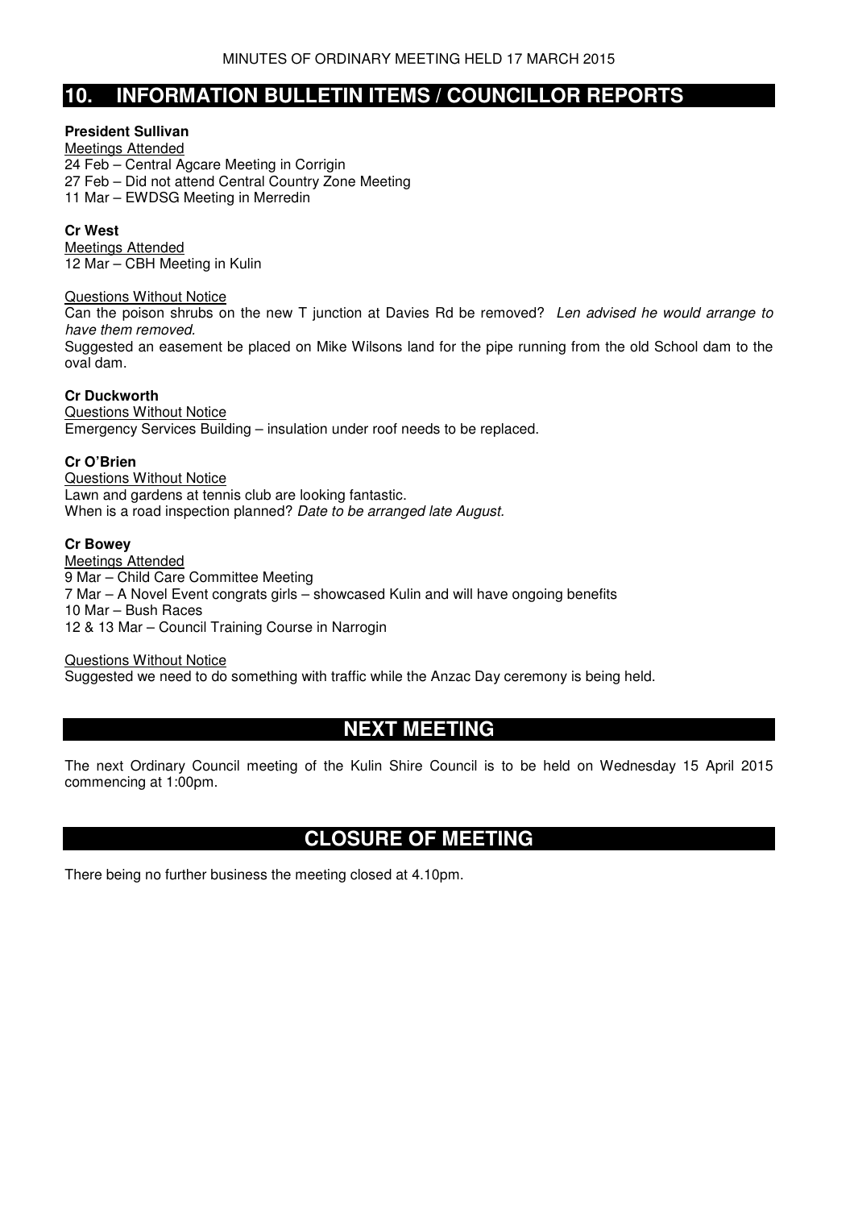# 10. INFORMATION BULLETIN ITEMS / COUNCILLOR REPORTS

**President Sullivan**

Meetings Attended

24 Feb – Central Agcare Meeting in Corrigin
27 Feb – Did not attend Central Country Zone Meeting
11 Mar – EWDSG Meeting in Merredin

**Cr West**

Meetings Attended

12 Mar – CBH Meeting in Kulin

Questions Without Notice

Can the poison shrubs on the new T junction at Davies Rd be removed? *Len advised he would arrange to have them removed.*

Suggested an easement be placed on Mike Wilsons land for the pipe running from the old School dam to the oval dam.

**Cr Duckworth**

Questions Without Notice

Emergency Services Building – insulation under roof needs to be replaced.

**Cr O'Brien**

Questions Without Notice

Lawn and gardens at tennis club are looking fantastic.

When is a road inspection planned? *Date to be arranged late August.*

**Cr Bowey**

Meetings Attended

9 Mar – Child Care Committee Meeting
7 Mar – A Novel Event congrats girls – showcased Kulin and will have ongoing benefits
10 Mar – Bush Races
12 & 13 Mar – Council Training Course in Narrogin

Questions Without Notice

Suggested we need to do something with traffic while the Anzac Day ceremony is being held.

# NEXT MEETING

The next Ordinary Council meeting of the Kulin Shire Council is to be held on Wednesday 15 April 2015 commencing at 1:00pm.

# CLOSURE OF MEETING

There being no further business the meeting closed at 4.10pm.